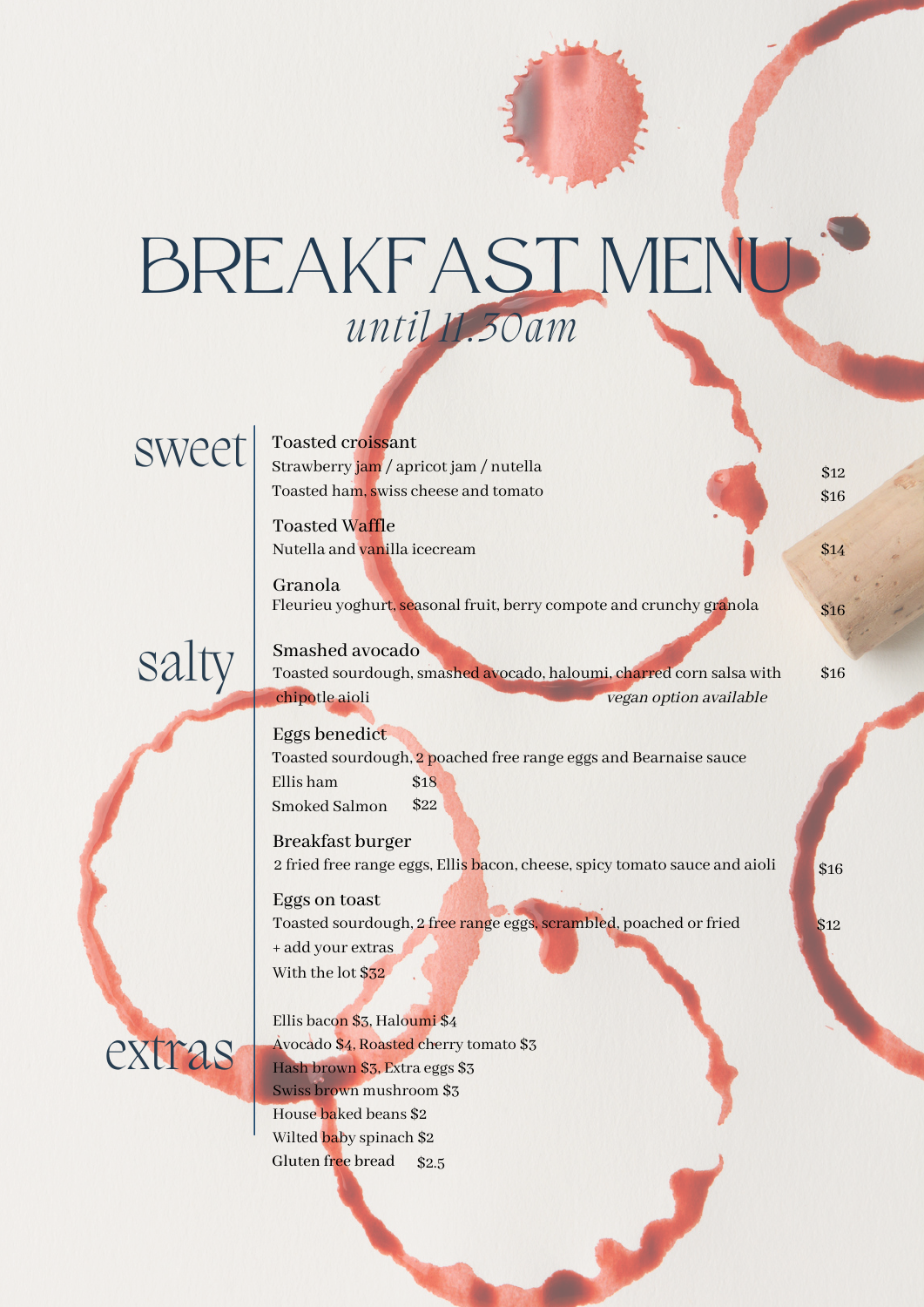# BREAKFAST MENU

*until 11.30am*

## sweet

### Toasted croissant

Strawberry jam / apricot jam / nutella $12

Toasted ham, swiss cheese and tomato $16

### Toasted Waffle

Nutella and vanilla icecream $14

### Granola

Fleurieu yoghurt, seasonal fruit, berry compote and crunchy granola $16

## salty

### Smashed avocado

Toasted sourdough, smashed avocado, haloumi, charred corn salsa with chipotle aioli $16

*vegan option available*

### Eggs benedict

Toasted sourdough, 2 poached free range eggs and Bearnaise sauce

Ellis ham $18

Smoked Salmon $22

### Breakfast burger

2 fried free range eggs, Ellis bacon, cheese, spicy tomato sauce and aioli $16

### Eggs on toast

Toasted sourdough, 2 free range eggs, scrambled, poached or fried $12

+ add your extras

With the lot $32

## extras

Ellis bacon $3, Haloumi $4

Avocado $4, Roasted cherry tomato $3

Hash brown $3, Extra eggs $3

Swiss brown mushroom $3

House baked beans $2

Wilted baby spinach $2

Gluten free bread $2.5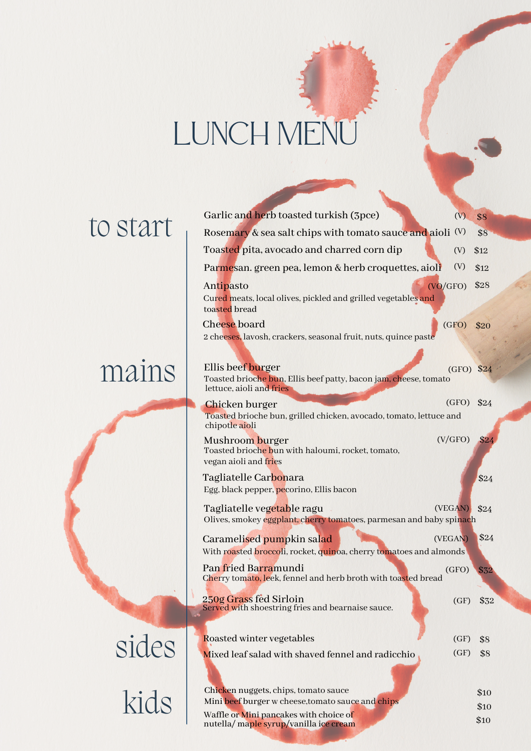# LUNCH MENU

## to start

| | | |
|---|---|---|
| Garlic and herb toasted turkish (3pce) | (V) | $8 |
| Rosemary & sea salt chips with tomato sauce and aioli | (V) | $8 |
| Toasted pita, avocado and charred corn dip | (V) | $12 |
| Parmesan. green pea, lemon & herb croquettes, aioli | (V) | $12 |
| Antipasto<br>Cured meats, local olives, pickled and grilled vegetables and toasted bread | (VO/GFO) | $28 |
| Cheese board<br>2 cheeses, lavosh, crackers, seasonal fruit, nuts, quince paste | (GFO) | $20 |

## mains

| | | |
|---|---|---|
| Ellis beef burger<br>Toasted brioche bun, Ellis beef patty, bacon jam, cheese, tomato lettuce, aioli and fries | (GFO) | $24 |
| Chicken burger<br>Toasted brioche bun, grilled chicken, avocado, tomato, lettuce and chipotle aioli | (GFO) | $24 |
| Mushroom burger<br>Toasted brioche bun with haloumi, rocket, tomato, vegan aioli and fries | (V/GFO) | $24 |
| Tagliatelle Carbonara<br>Egg, black pepper, pecorino, Ellis bacon | | $24 |
| Tagliatelle vegetable ragu<br>Olives, smokey eggplant, cherry tomatoes, parmesan and baby spinach | (VEGAN) | $24 |
| Caramelised pumpkin salad<br>With roasted broccoli, rocket, quinoa, cherry tomatoes and almonds | (VEGAN) | $24 |
| Pan fried Barramundi<br>Cherry tomato, leek, fennel and herb broth with toasted bread | (GFO) | $32 |
| 250g Grass fed Sirloin<br>Served with shoestring fries and bearnaise sauce. | (GF) | $32 |

## sides

| | | |
|---|---|---|
| Roasted winter vegetables | (GF) | $8 |
| Mixed leaf salad with shaved fennel and radicchio | (GF) | $8 |

## kids

| | |
|---|---|
| Chicken nuggets, chips, tomato sauce | $10 |
| Mini beef burger w cheese,tomato sauce and chips | $10 |
| Waffle or Mini pancakes with choice of nutella/ maple syrup/vanilla ice cream | $10 |